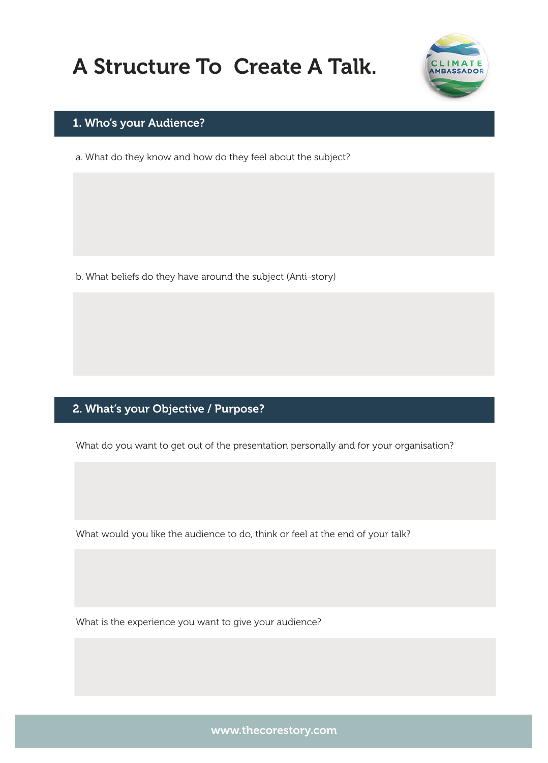# A Structure To  Create A Talk.

## 1. Who's your Audience?

a. What do they know and how do they feel about the subject?

b. What beliefs do they have around the subject (Anti-story)

## 2. What's your Objective / Purpose?

What do you want to get out of the presentation personally and for your organisation?

What would you like the audience to do, think or feel at the end of your talk?

What is the experience you want to give your audience?

www.thecorestory.com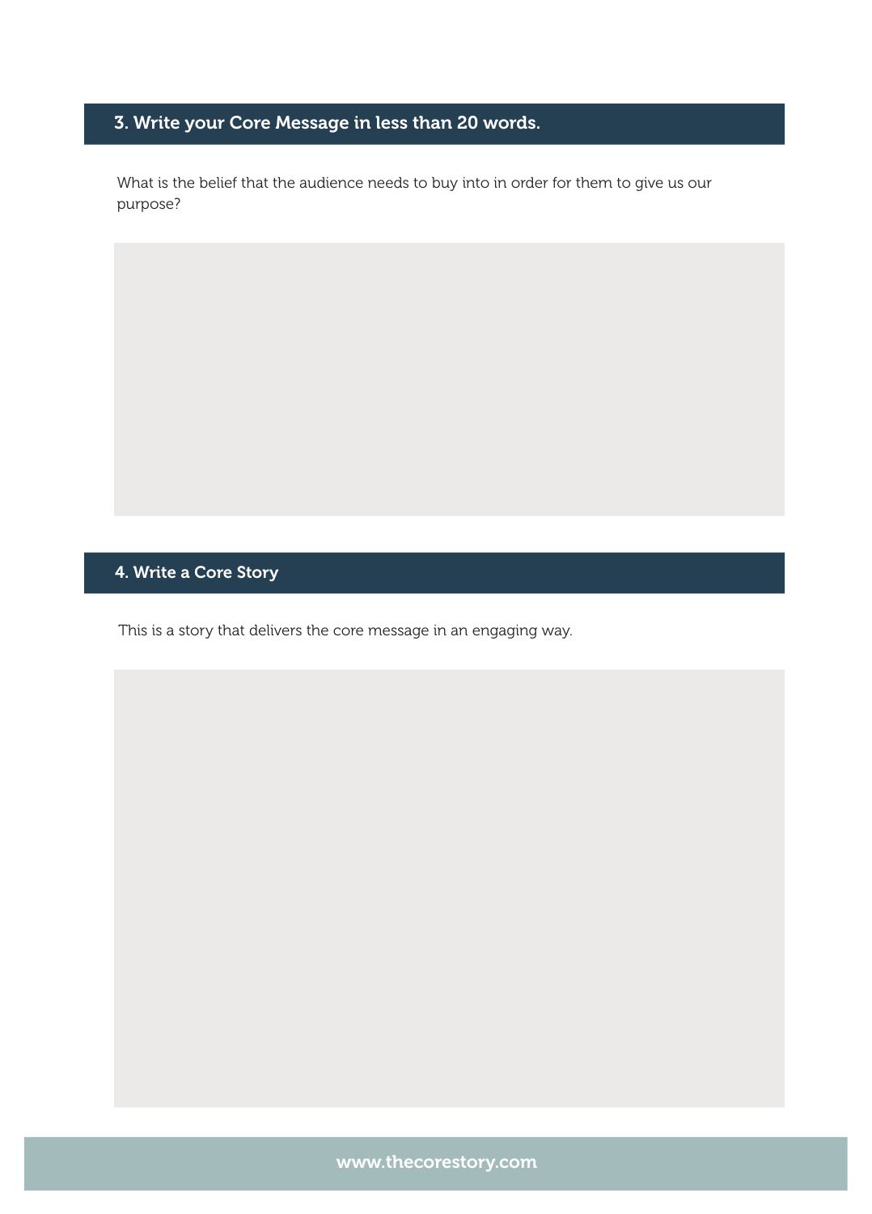## 3. Write your Core Message in less than 20 words.

What is the belief that the audience needs to buy into in order for them to give us our purpose?

## 4. Write a Core Story

This is a story that delivers the core message in an engaging way.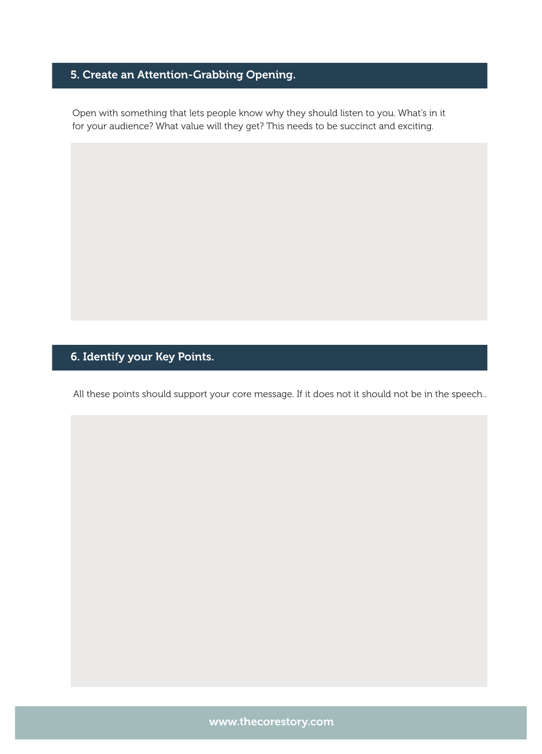## 5. Create an Attention-Grabbing Opening.

Open with something that lets people know why they should listen to you. What's in it for your audience? What value will they get? This needs to be succinct and exciting.

## 6. Identify your Key Points.

All these points should support your core message. If it does not it should not be in the speech..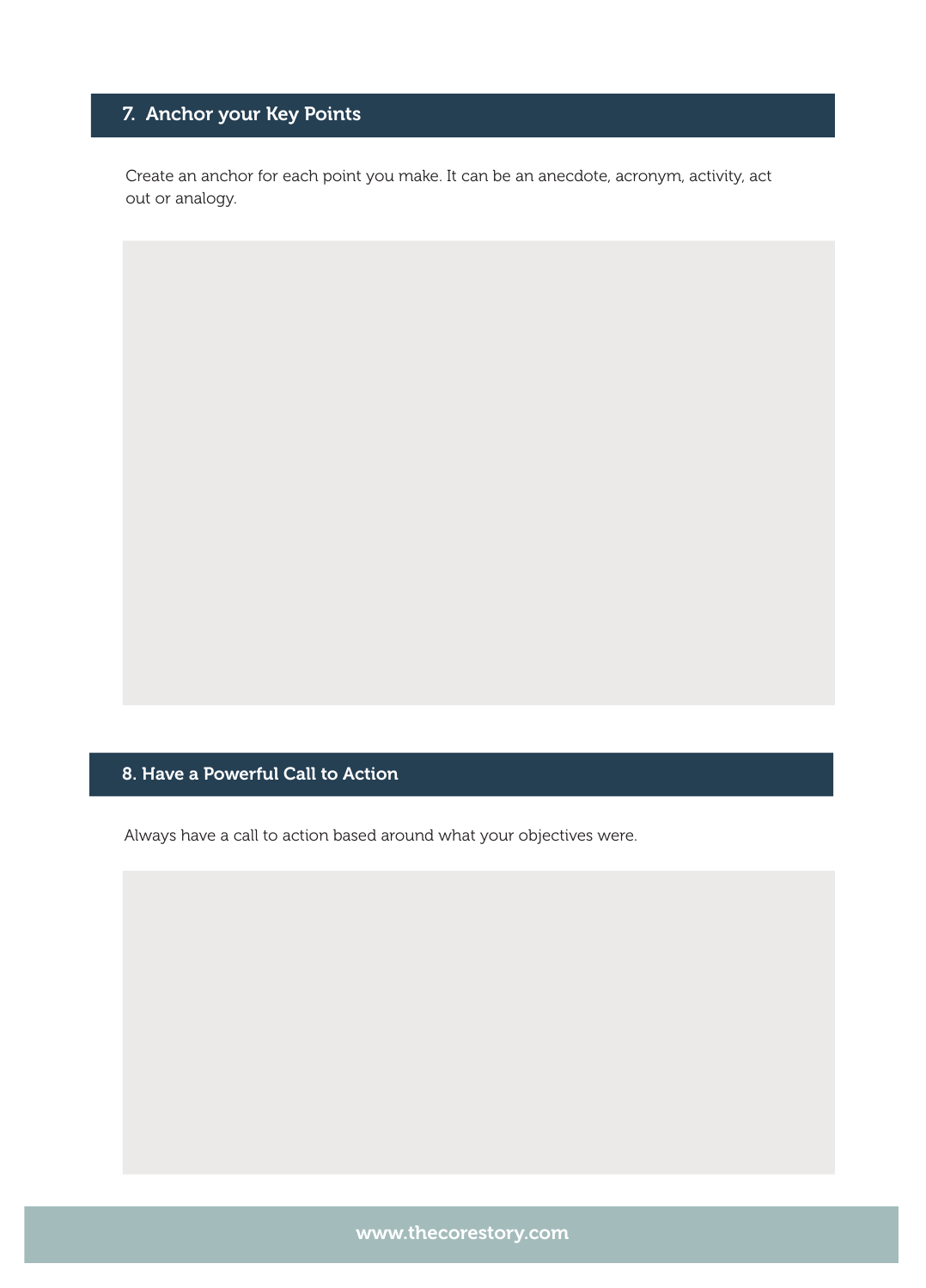## 7. Anchor your Key Points

Create an anchor for each point you make. It can be an anecdote, acronym, activity, act out or analogy.

## 8. Have a Powerful Call to Action

Always have a call to action based around what your objectives were.